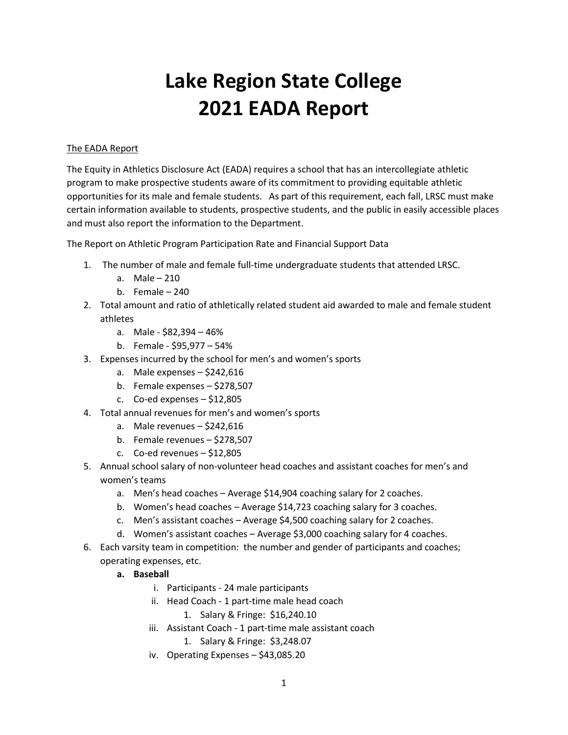# Lake Region State College
# 2021 EADA Report

<u>The EADA Report</u>

The Equity in Athletics Disclosure Act (EADA) requires a school that has an intercollegiate athletic program to make prospective students aware of its commitment to providing equitable athletic opportunities for its male and female students. As part of this requirement, each fall, LRSC must make certain information available to students, prospective students, and the public in easily accessible places and must also report the information to the Department.

The Report on Athletic Program Participation Rate and Financial Support Data

1. The number of male and female full-time undergraduate students that attended LRSC.
   a. Male – 210
   b. Female – 240
2. Total amount and ratio of athletically related student aid awarded to male and female student athletes
   a. Male - $82,394 – 46%
   b. Female - $95,977 – 54%
3. Expenses incurred by the school for men's and women's sports
   a. Male expenses – $242,616
   b. Female expenses – $278,507
   c. Co-ed expenses – $12,805
4. Total annual revenues for men's and women's sports
   a. Male revenues – $242,616
   b. Female revenues – $278,507
   c. Co-ed revenues – $12,805
5. Annual school salary of non-volunteer head coaches and assistant coaches for men's and women's teams
   a. Men's head coaches – Average $14,904 coaching salary for 2 coaches.
   b. Women's head coaches – Average $14,723 coaching salary for 3 coaches.
   c. Men's assistant coaches – Average $4,500 coaching salary for 2 coaches.
   d. Women's assistant coaches – Average $3,000 coaching salary for 4 coaches.
6. Each varsity team in competition: the number and gender of participants and coaches; operating expenses, etc.
   **a. Baseball**
      i. Participants - 24 male participants
      ii. Head Coach - 1 part-time male head coach
         1. Salary & Fringe: $16,240.10
      iii. Assistant Coach - 1 part-time male assistant coach
         1. Salary & Fringe: $3,248.07
      iv. Operating Expenses – $43,085.20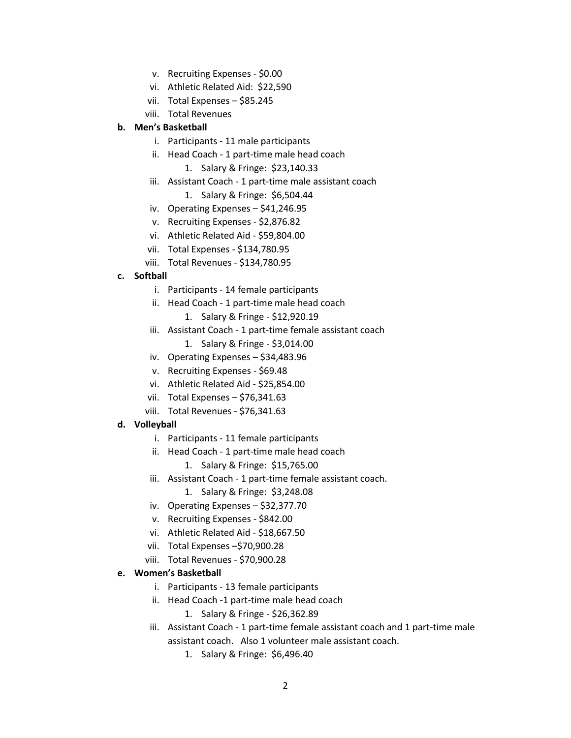v. Recruiting Expenses - $0.00
vi. Athletic Related Aid: $22,590
vii. Total Expenses – $85.245
viii. Total Revenues

**b. Men's Basketball**

i. Participants - 11 male participants
ii. Head Coach - 1 part-time male head coach
   1. Salary & Fringe: $23,140.33
iii. Assistant Coach - 1 part-time male assistant coach
   1. Salary & Fringe: $6,504.44
iv. Operating Expenses – $41,246.95
v. Recruiting Expenses - $2,876.82
vi. Athletic Related Aid - $59,804.00
vii. Total Expenses - $134,780.95
viii. Total Revenues - $134,780.95

**c. Softball**

i. Participants - 14 female participants
ii. Head Coach - 1 part-time male head coach
   1. Salary & Fringe - $12,920.19
iii. Assistant Coach - 1 part-time female assistant coach
   1. Salary & Fringe - $3,014.00
iv. Operating Expenses – $34,483.96
v. Recruiting Expenses - $69.48
vi. Athletic Related Aid - $25,854.00
vii. Total Expenses – $76,341.63
viii. Total Revenues - $76,341.63

**d. Volleyball**

i. Participants - 11 female participants
ii. Head Coach - 1 part-time male head coach
   1. Salary & Fringe: $15,765.00
iii. Assistant Coach - 1 part-time female assistant coach.
   1. Salary & Fringe: $3,248.08
iv. Operating Expenses – $32,377.70
v. Recruiting Expenses - $842.00
vi. Athletic Related Aid - $18,667.50
vii. Total Expenses –$70,900.28
viii. Total Revenues - $70,900.28

**e. Women's Basketball**

i. Participants - 13 female participants
ii. Head Coach -1 part-time male head coach
   1. Salary & Fringe - $26,362.89
iii. Assistant Coach - 1 part-time female assistant coach and 1 part-time male assistant coach. Also 1 volunteer male assistant coach.
   1. Salary & Fringe: $6,496.40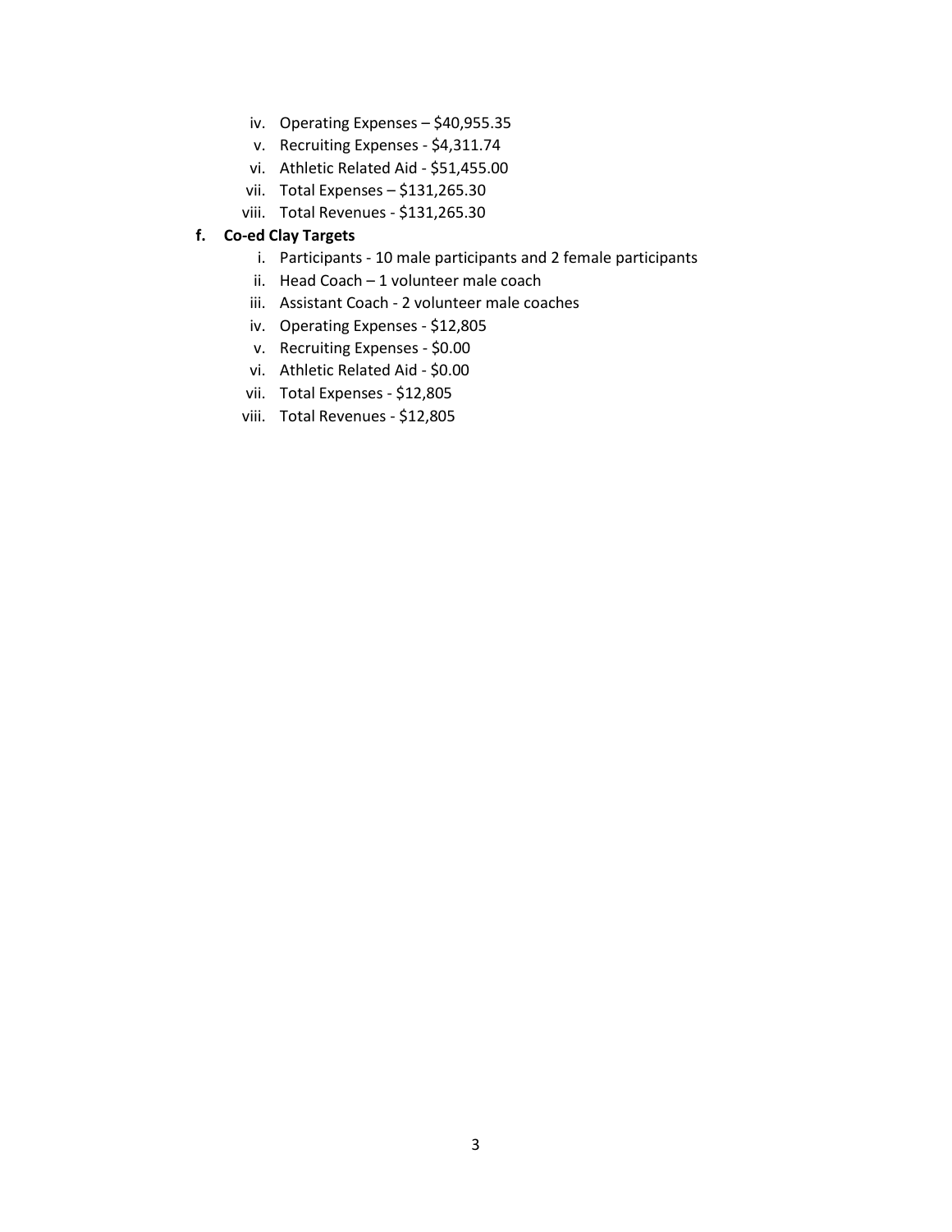iv. Operating Expenses – $40,955.35
v. Recruiting Expenses - $4,311.74
vi. Athletic Related Aid - $51,455.00
vii. Total Expenses – $131,265.30
viii. Total Revenues - $131,265.30

**f. Co-ed Clay Targets**

i. Participants - 10 male participants and 2 female participants
ii. Head Coach – 1 volunteer male coach
iii. Assistant Coach - 2 volunteer male coaches
iv. Operating Expenses - $12,805
v. Recruiting Expenses - $0.00
vi. Athletic Related Aid - $0.00
vii. Total Expenses - $12,805
viii. Total Revenues - $12,805